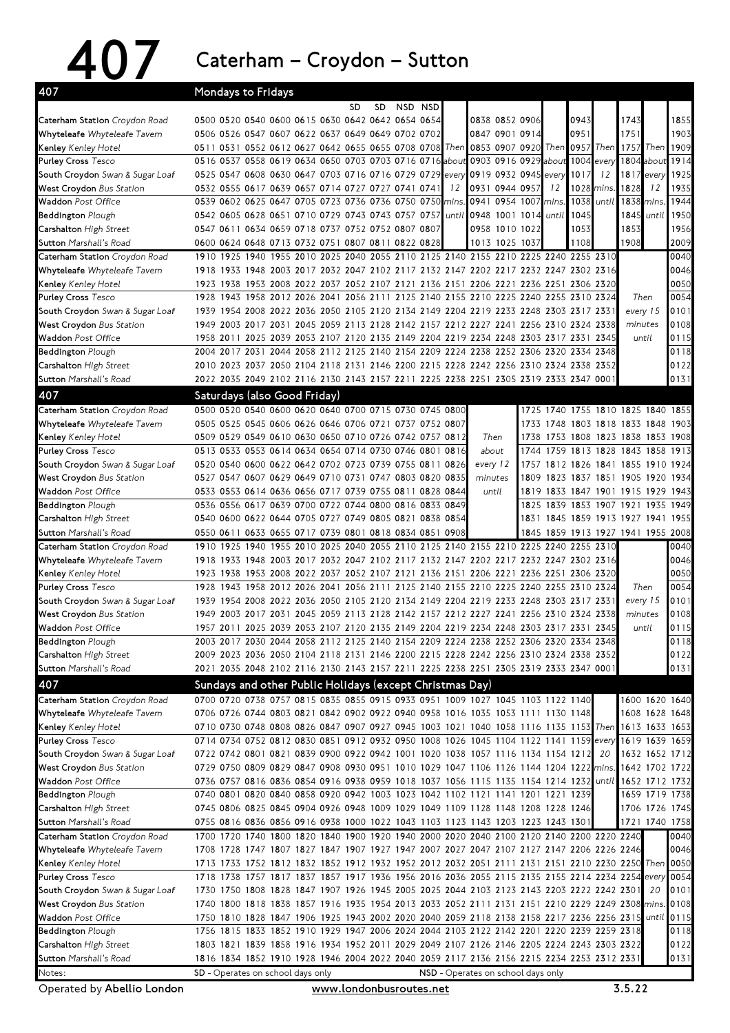# 407 Caterham – Croydon – Sutton

## 407 Mondays to Fridays

| Stop | | | | | | SD | SD | NSD | NSD | | | | | | | | | | | | | |
|---|---|---|---|---|---|---|---|---|---|---|---|---|---|---|---|---|---|---|---|---|---|---|
| **Caterham Station** *Croydon Road* | 0500 | 0520 | 0540 | 0600 | 0615 | 0630 | 0642 | 0642 | 0654 | 0654 | | 0838 | 0852 | 0906 | | 0943 | | 1743 | | 1855 |
| **Whyteleafe** *Whyteleafe Tavern* | 0506 | 0526 | 0547 | 0607 | 0622 | 0637 | 0649 | 0649 | 0702 | 0702 | | 0847 | 0901 | 0914 | | 0951 | | 1751 | | 1903 |
| **Kenley** *Kenley Hotel* | 0511 | 0531 | 0552 | 0612 | 0627 | 0642 | 0655 | 0655 | 0708 | 0708 | Then | 0853 | 0907 | 0920 | Then | 0957 | Then | 1757 | Then | 1909 |
| **Purley Cross** *Tesco* | 0516 | 0537 | 0558 | 0619 | 0634 | 0650 | 0703 | 0703 | 0716 | 0716 | about | 0903 | 0916 | 0929 | about | 1004 | every | 1804 | about | 1914 |
| **South Croydon** *Swan & Sugar Loaf* | 0525 | 0547 | 0608 | 0630 | 0647 | 0703 | 0716 | 0716 | 0729 | 0729 | every | 0919 | 0932 | 0945 | every | 1017 | 12 | 1817 | every | 1925 |
| **West Croydon** *Bus Station* | 0532 | 0555 | 0617 | 0639 | 0657 | 0714 | 0727 | 0727 | 0741 | 0741 | 12 | 0931 | 0944 | 0957 | 12 | 1028 | mins. | 1828 | 12 | 1935 |
| **Waddon** *Post Office* | 0539 | 0602 | 0625 | 0647 | 0705 | 0723 | 0736 | 0736 | 0750 | 0750 | mins. | 0941 | 0954 | 1007 | mins. | 1038 | until | 1838 | mins. | 1944 |
| **Beddington** *Plough* | 0542 | 0605 | 0628 | 0651 | 0710 | 0729 | 0743 | 0743 | 0757 | 0757 | until | 0948 | 1001 | 1014 | until | 1045 | | 1845 | until | 1950 |
| **Carshalton** *High Street* | 0547 | 0611 | 0634 | 0659 | 0718 | 0737 | 0752 | 0752 | 0807 | 0807 | | 0958 | 1010 | 1022 | | 1053 | | 1853 | | 1956 |
| **Sutton** *Marshall's Road* | 0600 | 0624 | 0648 | 0713 | 0732 | 0751 | 0807 | 0811 | 0822 | 0828 | | 1013 | 1025 | 1037 | | 1108 | | 1908 | | 2009 |

| Stop | | | | | | | | | | | | | | | | | | |
|---|---|---|---|---|---|---|---|---|---|---|---|---|---|---|---|---|---|---|
| **Caterham Station** *Croydon Road* | 1910 | 1925 | 1940 | 1955 | 2010 | 2025 | 2040 | 2055 | 2110 | 2125 | 2140 | 2155 | 2210 | 2225 | 2240 | 2255 | 2310 | | 0040 |
| **Whyteleafe** *Whyteleafe Tavern* | 1918 | 1933 | 1948 | 2003 | 2017 | 2032 | 2047 | 2102 | 2117 | 2132 | 2147 | 2202 | 2217 | 2232 | 2247 | 2302 | 2316 | | 0046 |
| **Kenley** *Kenley Hotel* | 1923 | 1938 | 1953 | 2008 | 2022 | 2037 | 2052 | 2107 | 2121 | 2136 | 2151 | 2206 | 2221 | 2236 | 2251 | 2306 | 2320 | | 0050 |
| **Purley Cross** *Tesco* | 1928 | 1943 | 1958 | 2012 | 2026 | 2041 | 2056 | 2111 | 2125 | 2140 | 2155 | 2210 | 2225 | 2240 | 2255 | 2310 | 2324 | Then | 0054 |
| **South Croydon** *Swan & Sugar Loaf* | 1939 | 1954 | 2008 | 2022 | 2036 | 2050 | 2105 | 2120 | 2134 | 2149 | 2204 | 2219 | 2233 | 2248 | 2303 | 2317 | 2331 | every 15 | 0101 |
| **West Croydon** *Bus Station* | 1949 | 2003 | 2017 | 2031 | 2045 | 2059 | 2113 | 2128 | 2142 | 2157 | 2212 | 2227 | 2241 | 2256 | 2310 | 2324 | 2338 | minutes | 0108 |
| **Waddon** *Post Office* | 1958 | 2011 | 2025 | 2039 | 2053 | 2107 | 2120 | 2135 | 2149 | 2204 | 2219 | 2234 | 2248 | 2303 | 2317 | 2331 | 2345 | until | 0115 |
| **Beddington** *Plough* | 2004 | 2017 | 2031 | 2044 | 2058 | 2112 | 2125 | 2140 | 2154 | 2209 | 2224 | 2238 | 2252 | 2306 | 2320 | 2334 | 2348 | | 0118 |
| **Carshalton** *High Street* | 2010 | 2023 | 2037 | 2050 | 2104 | 2118 | 2131 | 2146 | 2200 | 2215 | 2228 | 2242 | 2256 | 2310 | 2324 | 2338 | 2352 | | 0122 |
| **Sutton** *Marshall's Road* | 2022 | 2035 | 2049 | 2102 | 2116 | 2130 | 2143 | 2157 | 2211 | 2225 | 2238 | 2251 | 2305 | 2319 | 2333 | 2347 | 0001 | | 0131 |

## 407 Saturdays (also Good Friday)

| Stop | | | | | | | | | | | | | | | | | |
|---|---|---|---|---|---|---|---|---|---|---|---|---|---|---|---|---|---|
| **Caterham Station** *Croydon Road* | 0500 | 0520 | 0540 | 0600 | 0620 | 0640 | 0700 | 0715 | 0730 | 0745 | 0800 | | 1725 | 1740 | 1755 | 1810 | 1825 | 1840 | 1855 |
| **Whyteleafe** *Whyteleafe Tavern* | 0505 | 0525 | 0545 | 0606 | 0626 | 0646 | 0706 | 0721 | 0737 | 0752 | 0807 | | 1733 | 1748 | 1803 | 1818 | 1833 | 1848 | 1903 |
| **Kenley** *Kenley Hotel* | 0509 | 0529 | 0549 | 0610 | 0630 | 0650 | 0710 | 0726 | 0742 | 0757 | 0812 | Then | 1738 | 1753 | 1808 | 1823 | 1838 | 1853 | 1908 |
| **Purley Cross** *Tesco* | 0513 | 0533 | 0553 | 0614 | 0634 | 0654 | 0714 | 0730 | 0746 | 0801 | 0816 | about | 1744 | 1759 | 1813 | 1828 | 1843 | 1858 | 1913 |
| **South Croydon** *Swan & Sugar Loaf* | 0520 | 0540 | 0600 | 0622 | 0642 | 0702 | 0723 | 0739 | 0755 | 0811 | 0826 | every 12 | 1757 | 1812 | 1826 | 1841 | 1855 | 1910 | 1924 |
| **West Croydon** *Bus Station* | 0527 | 0547 | 0607 | 0629 | 0649 | 0710 | 0731 | 0747 | 0803 | 0820 | 0835 | minutes | 1809 | 1823 | 1837 | 1851 | 1905 | 1920 | 1934 |
| **Waddon** *Post Office* | 0533 | 0553 | 0614 | 0636 | 0656 | 0717 | 0739 | 0755 | 0811 | 0828 | 0844 | until | 1819 | 1833 | 1847 | 1901 | 1915 | 1929 | 1943 |
| **Beddington** *Plough* | 0536 | 0556 | 0617 | 0639 | 0700 | 0722 | 0744 | 0800 | 0816 | 0833 | 0849 | | 1825 | 1839 | 1853 | 1907 | 1921 | 1935 | 1949 |
| **Carshalton** *High Street* | 0540 | 0600 | 0622 | 0644 | 0705 | 0727 | 0749 | 0805 | 0821 | 0838 | 0854 | | 1831 | 1845 | 1859 | 1913 | 1927 | 1941 | 1955 |
| **Sutton** *Marshall's Road* | 0550 | 0611 | 0633 | 0655 | 0717 | 0739 | 0801 | 0818 | 0834 | 0851 | 0908 | | 1845 | 1859 | 1913 | 1927 | 1941 | 1955 | 2008 |

| Stop | | | | | | | | | | | | | | | | | | |
|---|---|---|---|---|---|---|---|---|---|---|---|---|---|---|---|---|---|---|
| **Caterham Station** *Croydon Road* | 1910 | 1925 | 1940 | 1955 | 2010 | 2025 | 2040 | 2055 | 2110 | 2125 | 2140 | 2155 | 2210 | 2225 | 2240 | 2255 | 2310 | | 0040 |
| **Whyteleafe** *Whyteleafe Tavern* | 1918 | 1933 | 1948 | 2003 | 2017 | 2032 | 2047 | 2102 | 2117 | 2132 | 2147 | 2202 | 2217 | 2232 | 2247 | 2302 | 2316 | | 0046 |
| **Kenley** *Kenley Hotel* | 1923 | 1938 | 1953 | 2008 | 2022 | 2037 | 2052 | 2107 | 2121 | 2136 | 2151 | 2206 | 2221 | 2236 | 2251 | 2306 | 2320 | | 0050 |
| **Purley Cross** *Tesco* | 1928 | 1943 | 1958 | 2012 | 2026 | 2041 | 2056 | 2111 | 2125 | 2140 | 2155 | 2210 | 2225 | 2240 | 2255 | 2310 | 2324 | Then | 0054 |
| **South Croydon** *Swan & Sugar Loaf* | 1939 | 1954 | 2008 | 2022 | 2036 | 2050 | 2105 | 2120 | 2134 | 2149 | 2204 | 2219 | 2233 | 2248 | 2303 | 2317 | 2331 | every 15 | 0101 |
| **West Croydon** *Bus Station* | 1949 | 2003 | 2017 | 2031 | 2045 | 2059 | 2113 | 2128 | 2142 | 2157 | 2212 | 2227 | 2241 | 2256 | 2310 | 2324 | 2338 | minutes | 0108 |
| **Waddon** *Post Office* | 1957 | 2011 | 2025 | 2039 | 2053 | 2107 | 2120 | 2135 | 2149 | 2204 | 2219 | 2234 | 2248 | 2303 | 2317 | 2331 | 2345 | until | 0115 |
| **Beddington** *Plough* | 2003 | 2017 | 2030 | 2044 | 2058 | 2112 | 2125 | 2140 | 2154 | 2209 | 2224 | 2238 | 2252 | 2306 | 2320 | 2334 | 2348 | | 0118 |
| **Carshalton** *High Street* | 2009 | 2023 | 2036 | 2050 | 2104 | 2118 | 2131 | 2146 | 2200 | 2215 | 2228 | 2242 | 2256 | 2310 | 2324 | 2338 | 2352 | | 0122 |
| **Sutton** *Marshall's Road* | 2021 | 2035 | 2048 | 2102 | 2116 | 2130 | 2143 | 2157 | 2211 | 2225 | 2238 | 2251 | 2305 | 2319 | 2333 | 2347 | 0001 | | 0131 |

## 407 Sundays and other Public Holidays (except Christmas Day)

| Stop | | | | | | | | | | | | | | | | | | | | |
|---|---|---|---|---|---|---|---|---|---|---|---|---|---|---|---|---|---|---|---|---|
| **Caterham Station** *Croydon Road* | 0700 | 0720 | 0738 | 0757 | 0815 | 0835 | 0855 | 0915 | 0933 | 0951 | 1009 | 1027 | 1045 | 1103 | 1122 | 1140 | | 1600 | 1620 | 1640 |
| **Whyteleafe** *Whyteleafe Tavern* | 0706 | 0726 | 0744 | 0803 | 0821 | 0842 | 0902 | 0922 | 0940 | 0958 | 1016 | 1035 | 1053 | 1111 | 1130 | 1148 | | 1608 | 1628 | 1648 |
| **Kenley** *Kenley Hotel* | 0710 | 0730 | 0748 | 0808 | 0826 | 0847 | 0907 | 0927 | 0945 | 1003 | 1021 | 1040 | 1058 | 1116 | 1135 | 1153 | Then | 1613 | 1633 | 1653 |
| **Purley Cross** *Tesco* | 0714 | 0734 | 0752 | 0812 | 0830 | 0851 | 0912 | 0932 | 0950 | 1008 | 1026 | 1045 | 1104 | 1122 | 1141 | 1159 | every | 1619 | 1639 | 1659 |
| **South Croydon** *Swan & Sugar Loaf* | 0722 | 0742 | 0801 | 0821 | 0839 | 0900 | 0922 | 0942 | 1001 | 1020 | 1038 | 1057 | 1116 | 1134 | 1154 | 1212 | 20 | 1632 | 1652 | 1712 |
| **West Croydon** *Bus Station* | 0729 | 0750 | 0809 | 0829 | 0847 | 0908 | 0930 | 0951 | 1010 | 1029 | 1047 | 1106 | 1126 | 1144 | 1204 | 1222 | mins. | 1642 | 1702 | 1722 |
| **Waddon** *Post Office* | 0736 | 0757 | 0816 | 0836 | 0854 | 0916 | 0938 | 0959 | 1018 | 1037 | 1056 | 1115 | 1135 | 1154 | 1214 | 1232 | until | 1652 | 1712 | 1732 |
| **Beddington** *Plough* | 0740 | 0801 | 0820 | 0840 | 0858 | 0920 | 0942 | 1003 | 1023 | 1042 | 1102 | 1121 | 1141 | 1201 | 1221 | 1239 | | 1659 | 1719 | 1738 |
| **Carshalton** *High Street* | 0745 | 0806 | 0825 | 0845 | 0904 | 0926 | 0948 | 1009 | 1029 | 1049 | 1109 | 1128 | 1148 | 1208 | 1228 | 1246 | | 1706 | 1726 | 1745 |
| **Sutton** *Marshall's Road* | 0755 | 0816 | 0836 | 0856 | 0916 | 0938 | 1000 | 1022 | 1043 | 1103 | 1123 | 1143 | 1203 | 1223 | 1243 | 1301 | | 1721 | 1740 | 1758 |

| Stop | | | | | | | | | | | | | | | | | | | |
|---|---|---|---|---|---|---|---|---|---|---|---|---|---|---|---|---|---|---|---|
| **Caterham Station** *Croydon Road* | 1700 | 1720 | 1740 | 1800 | 1820 | 1840 | 1900 | 1920 | 1940 | 2000 | 2020 | 2040 | 2100 | 2120 | 2140 | 2200 | 2220 | 2240 | | 0040 |
| **Whyteleafe** *Whyteleafe Tavern* | 1708 | 1728 | 1747 | 1807 | 1827 | 1847 | 1907 | 1927 | 1947 | 2007 | 2027 | 2047 | 2107 | 2127 | 2147 | 2206 | 2226 | 2246 | | 0046 |
| **Kenley** *Kenley Hotel* | 1713 | 1733 | 1752 | 1812 | 1832 | 1852 | 1912 | 1932 | 1952 | 2012 | 2032 | 2051 | 2111 | 2131 | 2151 | 2210 | 2230 | 2250 | Then | 0050 |
| **Purley Cross** *Tesco* | 1718 | 1738 | 1757 | 1817 | 1837 | 1857 | 1917 | 1936 | 1956 | 2016 | 2036 | 2055 | 2115 | 2135 | 2155 | 2214 | 2234 | 2254 | every | 0054 |
| **South Croydon** *Swan & Sugar Loaf* | 1730 | 1750 | 1808 | 1828 | 1847 | 1907 | 1926 | 1945 | 2005 | 2025 | 2044 | 2103 | 2123 | 2143 | 2203 | 2222 | 2242 | 2301 | 20 | 0101 |
| **West Croydon** *Bus Station* | 1740 | 1800 | 1818 | 1838 | 1857 | 1916 | 1935 | 1954 | 2013 | 2033 | 2052 | 2111 | 2131 | 2151 | 2210 | 2229 | 2249 | 2308 | mins. | 0108 |
| **Waddon** *Post Office* | 1750 | 1810 | 1828 | 1847 | 1906 | 1925 | 1943 | 2002 | 2020 | 2040 | 2059 | 2118 | 2138 | 2158 | 2217 | 2236 | 2256 | 2315 | until | 0115 |
| **Beddington** *Plough* | 1756 | 1815 | 1833 | 1852 | 1910 | 1929 | 1947 | 2006 | 2024 | 2044 | 2103 | 2122 | 2142 | 2201 | 2220 | 2239 | 2259 | 2318 | | 0118 |
| **Carshalton** *High Street* | 1803 | 1821 | 1839 | 1858 | 1916 | 1934 | 1952 | 2011 | 2029 | 2049 | 2107 | 2126 | 2146 | 2205 | 2224 | 2243 | 2303 | 2322 | | 0122 |
| **Sutton** *Marshall's Road* | 1816 | 1834 | 1852 | 1910 | 1928 | 1946 | 2004 | 2022 | 2040 | 2059 | 2117 | 2136 | 2156 | 2215 | 2234 | 2253 | 2312 | 2331 | | 0131 |

Notes: SD - Operates on school days only; NSD - Operates on school days only

Operated by **Abellio London** — www.londonbusroutes.net — 3.5.22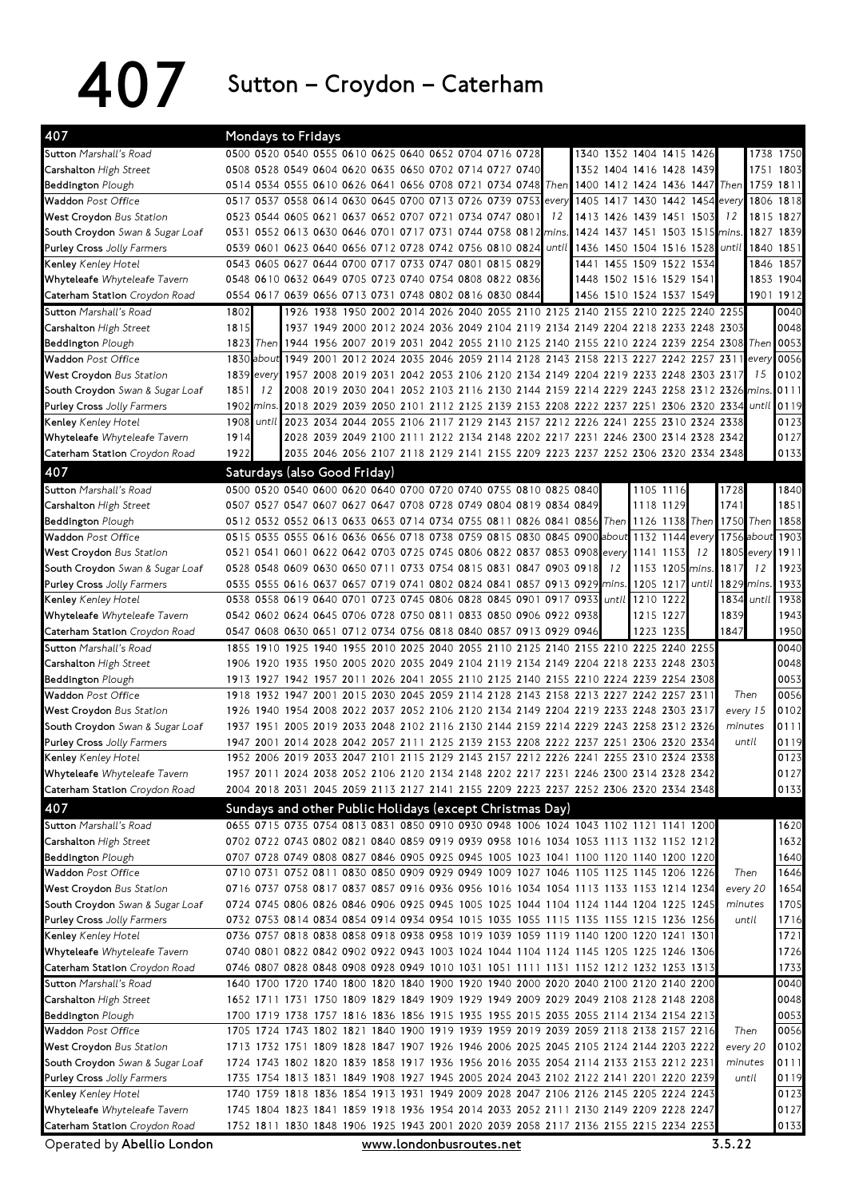# 407 Sutton – Croydon – Caterham

## Mondays to Fridays

| | | | | | | | | | | | | | | | | | | | |
|---|---|---|---|---|---|---|---|---|---|---|---|---|---|---|---|---|---|---|---|
| **Sutton** *Marshall's Road* | 0500 | 0520 | 0540 | 0555 | 0610 | 0625 | 0640 | 0652 | 0704 | 0716 | 0728 | | 1340 | 1352 | 1404 | 1415 | 1426 | | 1738 | 1750 |
| **Carshalton** *High Street* | 0508 | 0528 | 0549 | 0604 | 0620 | 0635 | 0650 | 0702 | 0714 | 0727 | 0740 | | 1352 | 1404 | 1416 | 1428 | 1439 | | 1751 | 1803 |
| **Beddington** *Plough* | 0514 | 0534 | 0555 | 0610 | 0626 | 0641 | 0656 | 0708 | 0721 | 0734 | 0748 | Then | 1400 | 1412 | 1424 | 1436 | 1447 | Then | 1759 | 1811 |
| **Waddon** *Post Office* | 0517 | 0537 | 0558 | 0614 | 0630 | 0645 | 0700 | 0713 | 0726 | 0739 | 0753 | every | 1405 | 1417 | 1430 | 1442 | 1454 | every | 1806 | 1818 |
| **West Croydon** *Bus Station* | 0523 | 0544 | 0605 | 0621 | 0637 | 0652 | 0707 | 0721 | 0734 | 0747 | 0801 | 12 | 1413 | 1426 | 1439 | 1451 | 1503 | 12 | 1815 | 1827 |
| **South Croydon** *Swan & Sugar Loaf* | 0531 | 0552 | 0613 | 0630 | 0646 | 0701 | 0717 | 0731 | 0744 | 0758 | 0812 | mins. | 1424 | 1437 | 1451 | 1503 | 1515 | mins. | 1827 | 1839 |
| **Purley Cross** *Jolly Farmers* | 0539 | 0601 | 0623 | 0640 | 0656 | 0712 | 0728 | 0742 | 0756 | 0810 | 0824 | until | 1436 | 1450 | 1504 | 1516 | 1528 | until | 1840 | 1851 |
| **Kenley** *Kenley Hotel* | 0543 | 0605 | 0627 | 0644 | 0700 | 0717 | 0733 | 0747 | 0801 | 0815 | 0829 | | 1441 | 1455 | 1509 | 1522 | 1534 | | 1846 | 1857 |
| **Whyteleafe** *Whyteleafe Tavern* | 0548 | 0610 | 0632 | 0649 | 0705 | 0723 | 0740 | 0754 | 0808 | 0822 | 0836 | | 1448 | 1502 | 1516 | 1529 | 1541 | | 1853 | 1904 |
| **Caterham Station** *Croydon Road* | 0554 | 0617 | 0639 | 0656 | 0713 | 0731 | 0748 | 0802 | 0816 | 0830 | 0844 | | 1456 | 1510 | 1524 | 1537 | 1549 | | 1901 | 1912 |

| | | | | | | | | | | | | | | | | | | | | |
|---|---|---|---|---|---|---|---|---|---|---|---|---|---|---|---|---|---|---|---|---|
| **Sutton** *Marshall's Road* | 1802 | | 1926 | 1938 | 1950 | 2002 | 2014 | 2026 | 2040 | 2055 | 2110 | 2125 | 2140 | 2155 | 2210 | 2225 | 2240 | 2255 | | 0040 |
| **Carshalton** *High Street* | 1815 | | 1937 | 1949 | 2000 | 2012 | 2024 | 2036 | 2049 | 2104 | 2119 | 2134 | 2149 | 2204 | 2218 | 2233 | 2248 | 2303 | | 0048 |
| **Beddington** *Plough* | 1823 | Then | 1944 | 1956 | 2007 | 2019 | 2031 | 2042 | 2055 | 2110 | 2125 | 2140 | 2155 | 2210 | 2224 | 2239 | 2254 | 2308 | Then | 0053 |
| **Waddon** *Post Office* | 1830 | about | 1949 | 2001 | 2012 | 2024 | 2035 | 2046 | 2059 | 2114 | 2128 | 2143 | 2158 | 2213 | 2227 | 2242 | 2257 | 2311 | every | 0056 |
| **West Croydon** *Bus Station* | 1839 | every | 1957 | 2008 | 2019 | 2031 | 2042 | 2053 | 2106 | 2120 | 2134 | 2149 | 2204 | 2219 | 2233 | 2248 | 2303 | 2317 | 15 | 0102 |
| **South Croydon** *Swan & Sugar Loaf* | 1851 | 12 | 2008 | 2019 | 2030 | 2041 | 2052 | 2103 | 2116 | 2130 | 2144 | 2159 | 2214 | 2229 | 2243 | 2258 | 2312 | 2326 | mins. | 0111 |
| **Purley Cross** *Jolly Farmers* | 1902 | mins. | 2018 | 2029 | 2039 | 2050 | 2101 | 2112 | 2125 | 2139 | 2153 | 2208 | 2222 | 2237 | 2251 | 2306 | 2320 | 2334 | until | 0119 |
| **Kenley** *Kenley Hotel* | 1908 | until | 2023 | 2034 | 2044 | 2055 | 2106 | 2117 | 2129 | 2143 | 2157 | 2212 | 2226 | 2241 | 2255 | 2310 | 2324 | 2338 | | 0123 |
| **Whyteleafe** *Whyteleafe Tavern* | 1914 | | 2028 | 2039 | 2049 | 2100 | 2111 | 2122 | 2134 | 2148 | 2202 | 2217 | 2231 | 2246 | 2300 | 2314 | 2328 | 2342 | | 0127 |
| **Caterham Station** *Croydon Road* | 1922 | | 2035 | 2046 | 2056 | 2107 | 2118 | 2129 | 2141 | 2155 | 2209 | 2223 | 2237 | 2252 | 2306 | 2320 | 2334 | 2348 | | 0133 |

## Saturdays (also Good Friday)

| | | | | | | | | | | | | | | | | | | | | | |
|---|---|---|---|---|---|---|---|---|---|---|---|---|---|---|---|---|---|---|---|---|---|
| **Sutton** *Marshall's Road* | 0500 | 0520 | 0540 | 0600 | 0620 | 0640 | 0700 | 0720 | 0740 | 0755 | 0810 | 0825 | 0840 | | 1105 | 1116 | | 1728 | | 1840 |
| **Carshalton** *High Street* | 0507 | 0527 | 0547 | 0607 | 0627 | 0647 | 0708 | 0728 | 0749 | 0804 | 0819 | 0834 | 0849 | | 1118 | 1129 | | 1741 | | 1851 |
| **Beddington** *Plough* | 0512 | 0532 | 0552 | 0613 | 0633 | 0653 | 0714 | 0734 | 0755 | 0811 | 0826 | 0841 | 0856 | Then | 1126 | 1138 | Then | 1750 | Then | 1858 |
| **Waddon** *Post Office* | 0515 | 0535 | 0555 | 0616 | 0636 | 0656 | 0718 | 0738 | 0759 | 0815 | 0830 | 0845 | 0900 | about | 1132 | 1144 | every | 1756 | about | 1903 |
| **West Croydon** *Bus Station* | 0521 | 0541 | 0601 | 0622 | 0642 | 0703 | 0725 | 0745 | 0806 | 0822 | 0837 | 0853 | 0908 | every | 1141 | 1153 | 12 | 1805 | every | 1911 |
| **South Croydon** *Swan & Sugar Loaf* | 0528 | 0548 | 0609 | 0630 | 0650 | 0711 | 0733 | 0754 | 0815 | 0831 | 0847 | 0903 | 0918 | 12 | 1153 | 1205 | mins. | 1817 | 12 | 1923 |
| **Purley Cross** *Jolly Farmers* | 0535 | 0555 | 0616 | 0637 | 0657 | 0719 | 0741 | 0802 | 0824 | 0841 | 0857 | 0913 | 0929 | mins. | 1205 | 1217 | until | 1829 | mins. | 1933 |
| **Kenley** *Kenley Hotel* | 0538 | 0558 | 0619 | 0640 | 0701 | 0723 | 0745 | 0806 | 0828 | 0845 | 0901 | 0917 | 0933 | until | 1210 | 1222 | | 1834 | until | 1938 |
| **Whyteleafe** *Whyteleafe Tavern* | 0542 | 0602 | 0624 | 0645 | 0706 | 0728 | 0750 | 0811 | 0833 | 0850 | 0906 | 0922 | 0938 | | 1215 | 1227 | | 1839 | | 1943 |
| **Caterham Station** *Croydon Road* | 0547 | 0608 | 0630 | 0651 | 0712 | 0734 | 0756 | 0818 | 0840 | 0857 | 0913 | 0929 | 0946 | | 1223 | 1235 | | 1847 | | 1950 |

| | | | | | | | | | | | | | | | | | | | |
|---|---|---|---|---|---|---|---|---|---|---|---|---|---|---|---|---|---|---|---|
| **Sutton** *Marshall's Road* | 1855 | 1910 | 1925 | 1940 | 1955 | 2010 | 2025 | 2040 | 2055 | 2110 | 2125 | 2140 | 2155 | 2210 | 2225 | 2240 | 2255 | | 0040 |
| **Carshalton** *High Street* | 1906 | 1920 | 1935 | 1950 | 2005 | 2020 | 2035 | 2049 | 2104 | 2119 | 2134 | 2149 | 2204 | 2218 | 2233 | 2248 | 2303 | | 0048 |
| **Beddington** *Plough* | 1913 | 1927 | 1942 | 1957 | 2011 | 2026 | 2041 | 2055 | 2110 | 2125 | 2140 | 2155 | 2210 | 2224 | 2239 | 2254 | 2308 | | 0053 |
| **Waddon** *Post Office* | 1918 | 1932 | 1947 | 2001 | 2015 | 2030 | 2045 | 2059 | 2114 | 2128 | 2143 | 2158 | 2213 | 2227 | 2242 | 2257 | 2311 | Then | 0056 |
| **West Croydon** *Bus Station* | 1926 | 1940 | 1954 | 2008 | 2022 | 2037 | 2052 | 2106 | 2120 | 2134 | 2149 | 2204 | 2219 | 2233 | 2248 | 2303 | 2317 | every 15 | 0102 |
| **South Croydon** *Swan & Sugar Loaf* | 1937 | 1951 | 2005 | 2019 | 2033 | 2048 | 2102 | 2116 | 2130 | 2144 | 2159 | 2214 | 2229 | 2243 | 2258 | 2312 | 2326 | minutes | 0111 |
| **Purley Cross** *Jolly Farmers* | 1947 | 2001 | 2014 | 2028 | 2042 | 2057 | 2111 | 2125 | 2139 | 2153 | 2208 | 2222 | 2237 | 2251 | 2306 | 2320 | 2334 | until | 0119 |
| **Kenley** *Kenley Hotel* | 1952 | 2006 | 2019 | 2033 | 2047 | 2101 | 2115 | 2129 | 2143 | 2157 | 2212 | 2226 | 2241 | 2255 | 2310 | 2324 | 2338 | | 0123 |
| **Whyteleafe** *Whyteleafe Tavern* | 1957 | 2011 | 2024 | 2038 | 2052 | 2106 | 2120 | 2134 | 2148 | 2202 | 2217 | 2231 | 2246 | 2300 | 2314 | 2328 | 2342 | | 0127 |
| **Caterham Station** *Croydon Road* | 2004 | 2018 | 2031 | 2045 | 2059 | 2113 | 2127 | 2141 | 2155 | 2209 | 2223 | 2237 | 2252 | 2306 | 2320 | 2334 | 2348 | | 0133 |

## Sundays and other Public Holidays (except Christmas Day)

| | | | | | | | | | | | | | | | | | | | |
|---|---|---|---|---|---|---|---|---|---|---|---|---|---|---|---|---|---|---|---|
| **Sutton** *Marshall's Road* | 0655 | 0715 | 0735 | 0754 | 0813 | 0831 | 0850 | 0910 | 0930 | 0948 | 1006 | 1024 | 1043 | 1102 | 1121 | 1141 | 1200 | | 1620 |
| **Carshalton** *High Street* | 0702 | 0722 | 0743 | 0802 | 0821 | 0840 | 0859 | 0919 | 0939 | 0958 | 1016 | 1034 | 1053 | 1113 | 1132 | 1152 | 1212 | | 1632 |
| **Beddington** *Plough* | 0707 | 0728 | 0749 | 0808 | 0827 | 0846 | 0905 | 0925 | 0945 | 1005 | 1023 | 1041 | 1100 | 1120 | 1140 | 1200 | 1220 | | 1640 |
| **Waddon** *Post Office* | 0710 | 0731 | 0752 | 0811 | 0830 | 0850 | 0909 | 0929 | 0949 | 1009 | 1027 | 1046 | 1105 | 1125 | 1145 | 1206 | 1226 | Then | 1646 |
| **West Croydon** *Bus Station* | 0716 | 0737 | 0758 | 0817 | 0837 | 0857 | 0916 | 0936 | 0956 | 1016 | 1034 | 1054 | 1113 | 1133 | 1153 | 1214 | 1234 | every 20 | 1654 |
| **South Croydon** *Swan & Sugar Loaf* | 0724 | 0745 | 0806 | 0826 | 0846 | 0906 | 0925 | 0945 | 1005 | 1025 | 1044 | 1104 | 1124 | 1144 | 1204 | 1225 | 1245 | minutes | 1705 |
| **Purley Cross** *Jolly Farmers* | 0732 | 0753 | 0814 | 0834 | 0854 | 0914 | 0934 | 0954 | 1015 | 1035 | 1055 | 1115 | 1135 | 1155 | 1215 | 1236 | 1256 | until | 1716 |
| **Kenley** *Kenley Hotel* | 0736 | 0757 | 0818 | 0838 | 0858 | 0918 | 0938 | 0958 | 1019 | 1039 | 1059 | 1119 | 1140 | 1200 | 1220 | 1241 | 1301 | | 1721 |
| **Whyteleafe** *Whyteleafe Tavern* | 0740 | 0801 | 0822 | 0842 | 0902 | 0922 | 0943 | 1003 | 1024 | 1044 | 1104 | 1124 | 1145 | 1205 | 1225 | 1246 | 1306 | | 1726 |
| **Caterham Station** *Croydon Road* | 0746 | 0807 | 0828 | 0848 | 0908 | 0928 | 0949 | 1010 | 1031 | 1051 | 1111 | 1131 | 1152 | 1212 | 1232 | 1253 | 1313 | | 1733 |

| | | | | | | | | | | | | | | | | | | | |
|---|---|---|---|---|---|---|---|---|---|---|---|---|---|---|---|---|---|---|---|
| **Sutton** *Marshall's Road* | 1640 | 1700 | 1720 | 1740 | 1800 | 1820 | 1840 | 1900 | 1920 | 1940 | 2000 | 2020 | 2040 | 2100 | 2120 | 2140 | 2200 | | 0040 |
| **Carshalton** *High Street* | 1652 | 1711 | 1731 | 1750 | 1809 | 1829 | 1849 | 1909 | 1929 | 1949 | 2009 | 2029 | 2049 | 2108 | 2128 | 2148 | 2208 | | 0048 |
| **Beddington** *Plough* | 1700 | 1719 | 1738 | 1757 | 1816 | 1836 | 1856 | 1915 | 1935 | 1955 | 2015 | 2035 | 2055 | 2114 | 2134 | 2154 | 2213 | | 0053 |
| **Waddon** *Post Office* | 1705 | 1724 | 1743 | 1802 | 1821 | 1840 | 1900 | 1919 | 1939 | 1959 | 2019 | 2039 | 2059 | 2118 | 2138 | 2157 | 2216 | Then | 0056 |
| **West Croydon** *Bus Station* | 1713 | 1732 | 1751 | 1809 | 1828 | 1847 | 1907 | 1926 | 1946 | 2006 | 2025 | 2045 | 2105 | 2124 | 2144 | 2203 | 2222 | every 20 | 0102 |
| **South Croydon** *Swan & Sugar Loaf* | 1724 | 1743 | 1802 | 1820 | 1839 | 1858 | 1917 | 1936 | 1956 | 2016 | 2035 | 2054 | 2114 | 2133 | 2153 | 2212 | 2231 | minutes | 0111 |
| **Purley Cross** *Jolly Farmers* | 1735 | 1754 | 1813 | 1831 | 1849 | 1908 | 1927 | 1945 | 2005 | 2024 | 2043 | 2102 | 2122 | 2141 | 2201 | 2220 | 2239 | until | 0119 |
| **Kenley** *Kenley Hotel* | 1740 | 1759 | 1818 | 1836 | 1854 | 1913 | 1931 | 1949 | 2009 | 2028 | 2047 | 2106 | 2126 | 2145 | 2205 | 2224 | 2243 | | 0123 |
| **Whyteleafe** *Whyteleafe Tavern* | 1745 | 1804 | 1823 | 1841 | 1859 | 1918 | 1936 | 1954 | 2014 | 2033 | 2052 | 2111 | 2130 | 2149 | 2209 | 2228 | 2247 | | 0127 |
| **Caterham Station** *Croydon Road* | 1752 | 1811 | 1830 | 1848 | 1906 | 1925 | 1943 | 2001 | 2020 | 2039 | 2058 | 2117 | 2136 | 2155 | 2215 | 2234 | 2253 | | 0133 |

Operated by **Abellio London** www.londonbusroutes.net 3.5.22